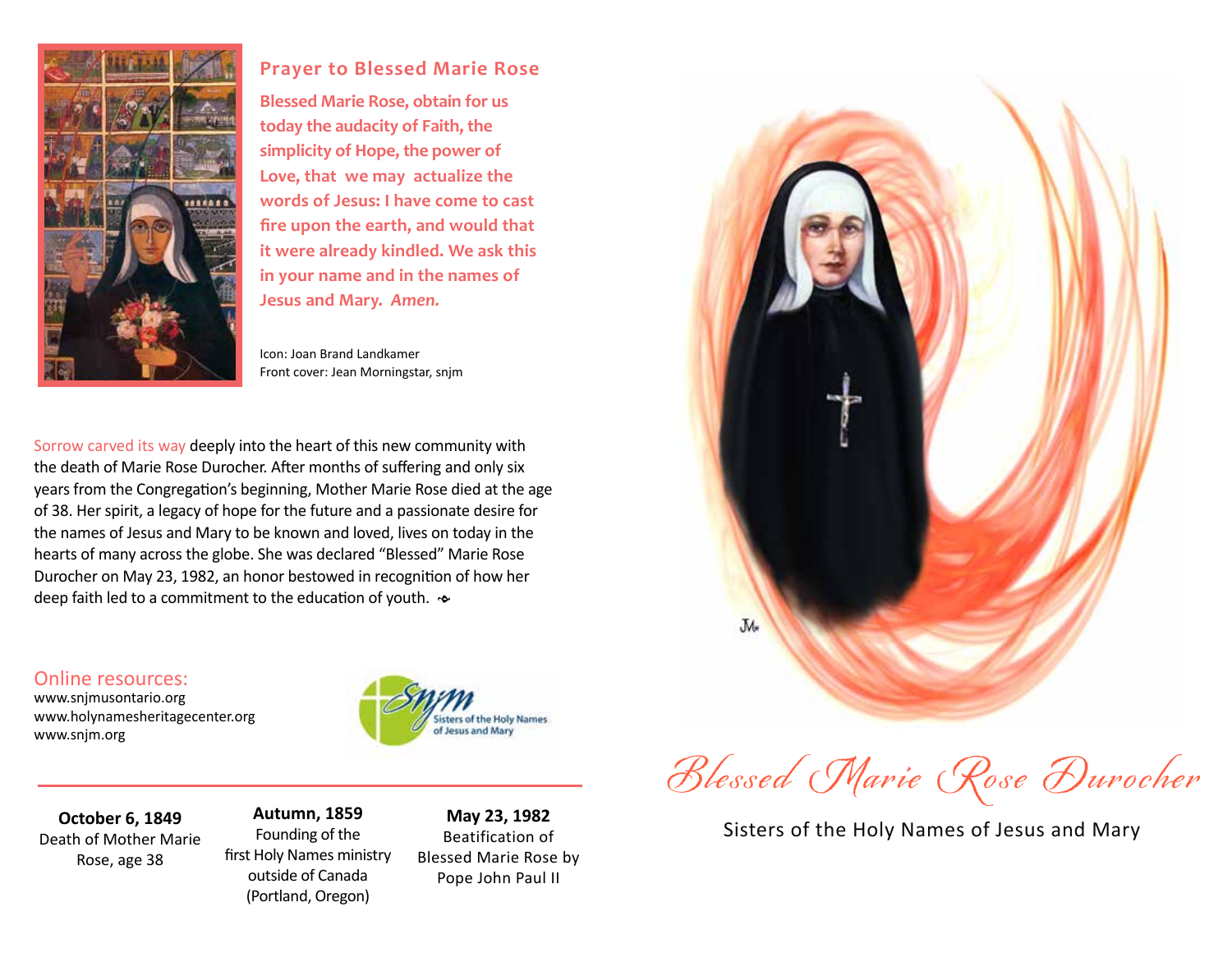## Prayer to Blessed Marie Rose

**Blessed Marie Rose, obtain for us today the audacity of Faith, the simplicity of Hope, the power of Love, that we may actualize the words of Jesus: I have come to cast fire upon the earth, and would that it were already kindled. We ask this in your name and in the names of Jesus and Mary. *Amen.***

Icon: Joan Brand Landkamer
Front cover: Jean Morningstar, snjm

Sorrow carved its way deeply into the heart of this new community with the death of Marie Rose Durocher. After months of suffering and only six years from the Congregation's beginning, Mother Marie Rose died at the age of 38. Her spirit, a legacy of hope for the future and a passionate desire for the names of Jesus and Mary to be known and loved, lives on today in the hearts of many across the globe. She was declared "Blessed" Marie Rose Durocher on May 23, 1982, an honor bestowed in recognition of how her deep faith led to a commitment to the education of youth.

Online resources:
www.snjmusontario.org
www.holynamesheritagecenter.org
www.snjm.org

Sisters of the Holy Names of Jesus and Mary

**October 6, 1849**
Death of Mother Marie Rose, age 38

**Autumn, 1859**
Founding of the first Holy Names ministry outside of Canada (Portland, Oregon)

**May 23, 1982**
Beatification of Blessed Marie Rose by Pope John Paul II

# Blessed Marie Rose Durocher

Sisters of the Holy Names of Jesus and Mary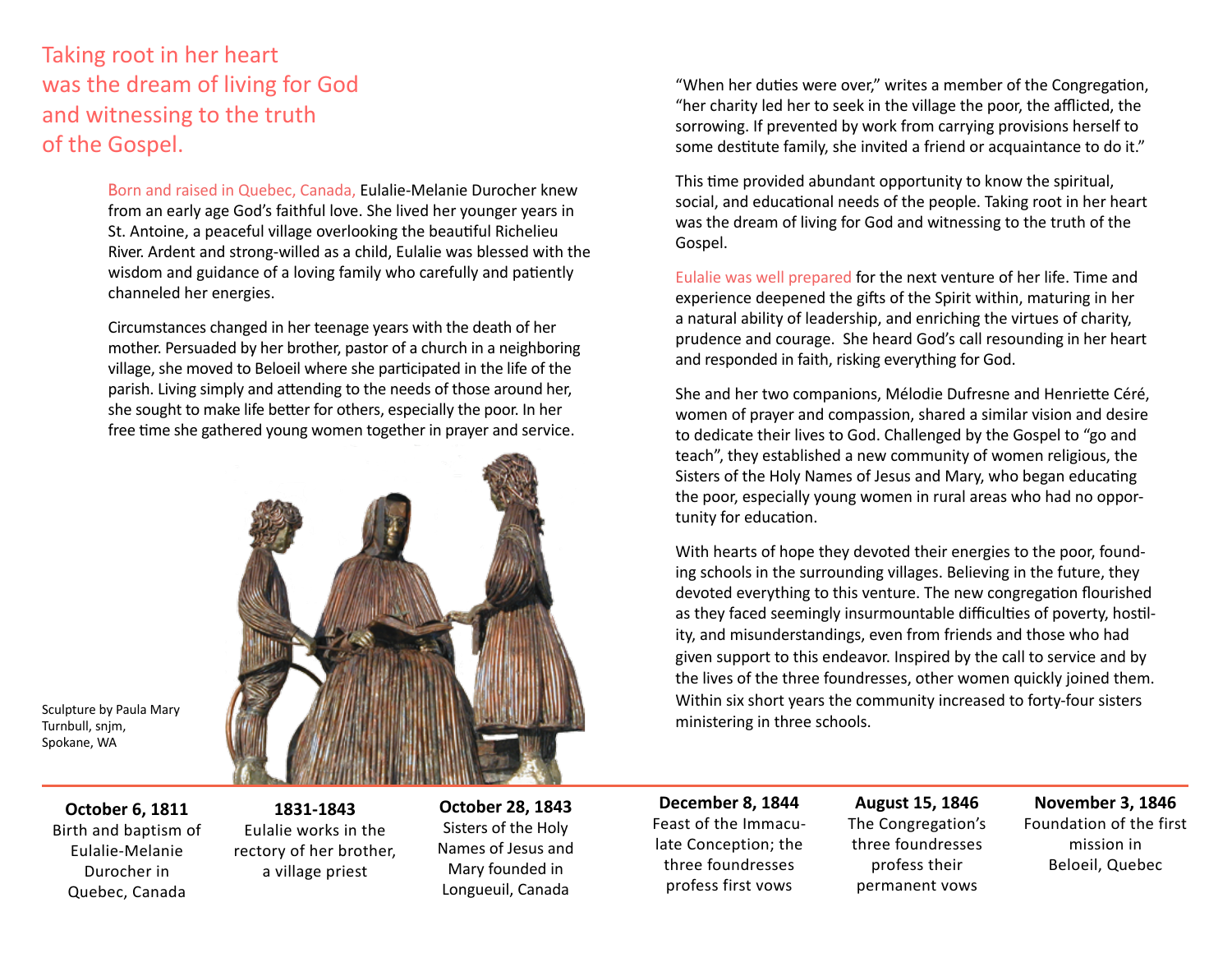## Taking root in her heart was the dream of living for God and witnessing to the truth of the Gospel.

Born and raised in Quebec, Canada, Eulalie-Melanie Durocher knew from an early age God's faithful love. She lived her younger years in St. Antoine, a peaceful village overlooking the beautiful Richelieu River. Ardent and strong-willed as a child, Eulalie was blessed with the wisdom and guidance of a loving family who carefully and patiently channeled her energies.

Circumstances changed in her teenage years with the death of her mother. Persuaded by her brother, pastor of a church in a neighboring village, she moved to Beloeil where she participated in the life of the parish. Living simply and attending to the needs of those around her, she sought to make life better for others, especially the poor. In her free time she gathered young women together in prayer and service.

Sculpture by Paula Mary Turnbull, snjm, Spokane, WA

"When her duties were over," writes a member of the Congregation, "her charity led her to seek in the village the poor, the afflicted, the sorrowing. If prevented by work from carrying provisions herself to some destitute family, she invited a friend or acquaintance to do it."

This time provided abundant opportunity to know the spiritual, social, and educational needs of the people. Taking root in her heart was the dream of living for God and witnessing to the truth of the Gospel.

Eulalie was well prepared for the next venture of her life. Time and experience deepened the gifts of the Spirit within, maturing in her a natural ability of leadership, and enriching the virtues of charity, prudence and courage. She heard God's call resounding in her heart and responded in faith, risking everything for God.

She and her two companions, Mélodie Dufresne and Henriette Céré, women of prayer and compassion, shared a similar vision and desire to dedicate their lives to God. Challenged by the Gospel to "go and teach", they established a new community of women religious, the Sisters of the Holy Names of Jesus and Mary, who began educating the poor, especially young women in rural areas who had no opportunity for education.

With hearts of hope they devoted their energies to the poor, founding schools in the surrounding villages. Believing in the future, they devoted everything to this venture. The new congregation flourished as they faced seemingly insurmountable difficulties of poverty, hostility, and misunderstandings, even from friends and those who had given support to this endeavor. Inspired by the call to service and by the lives of the three foundresses, other women quickly joined them. Within six short years the community increased to forty-four sisters ministering in three schools.

**October 6, 1811**
Birth and baptism of Eulalie-Melanie Durocher in Quebec, Canada

**1831-1843**
Eulalie works in the rectory of her brother, a village priest

**October 28, 1843**
Sisters of the Holy Names of Jesus and Mary founded in Longueuil, Canada

**December 8, 1844**
Feast of the Immaculate Conception; the three foundresses profess first vows

**August 15, 1846**
The Congregation's three foundresses profess their permanent vows

**November 3, 1846**
Foundation of the first mission in Beloeil, Quebec